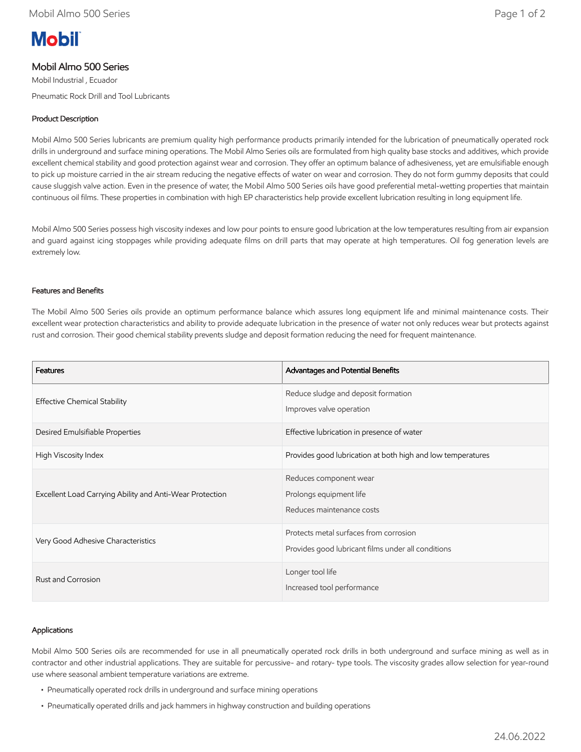Mobil

# Mobil Almo 500 Series

Mobil Industrial , Ecuador

Pneumatic Rock Drill and Tool Lubricants

## Product Description

Mobil Almo 500 Series lubricants are premium quality high performance products primarily intended for the lubrication of pneumatically operated rock drills in underground and surface mining operations. The Mobil Almo Series oils are formulated from high quality base stocks and additives, which provide excellent chemical stability and good protection against wear and corrosion. They offer an optimum balance of adhesiveness, yet are emulsifiable enough to pick up moisture carried in the air stream reducing the negative effects of water on wear and corrosion. They do not form gummy deposits that could cause sluggish valve action. Even in the presence of water, the Mobil Almo 500 Series oils have good preferential metal-wetting properties that maintain continuous oil films. These properties in combination with high EP characteristics help provide excellent lubrication resulting in long equipment life.

Mobil Almo 500 Series possess high viscosity indexes and low pour points to ensure good lubrication at the low temperatures resulting from air expansion and guard against icing stoppages while providing adequate films on drill parts that may operate at high temperatures. Oil fog generation levels are extremely low.

## Features and Benefits

The Mobil Almo 500 Series oils provide an optimum performance balance which assures long equipment life and minimal maintenance costs. Their excellent wear protection characteristics and ability to provide adequate lubrication in the presence of water not only reduces wear but protects against rust and corrosion. Their good chemical stability prevents sludge and deposit formation reducing the need for frequent maintenance.

| Features | Advantages and Potential Benefits |
|---|---|
| Effective Chemical Stability | Reduce sludge and deposit formation<br>Improves valve operation |
| Desired Emulsifiable Properties | Effective lubrication in presence of water |
| High Viscosity Index | Provides good lubrication at both high and low temperatures |
| Excellent Load Carrying Ability and Anti-Wear Protection | Reduces component wear<br>Prolongs equipment life<br>Reduces maintenance costs |
| Very Good Adhesive Characteristics | Protects metal surfaces from corrosion<br>Provides good lubricant films under all conditions |
| Rust and Corrosion | Longer tool life<br>Increased tool performance |

## Applications

Mobil Almo 500 Series oils are recommended for use in all pneumatically operated rock drills in both underground and surface mining as well as in contractor and other industrial applications. They are suitable for percussive- and rotary- type tools. The viscosity grades allow selection for year-round use where seasonal ambient temperature variations are extreme.

- Pneumatically operated rock drills in underground and surface mining operations
- Pneumatically operated drills and jack hammers in highway construction and building operations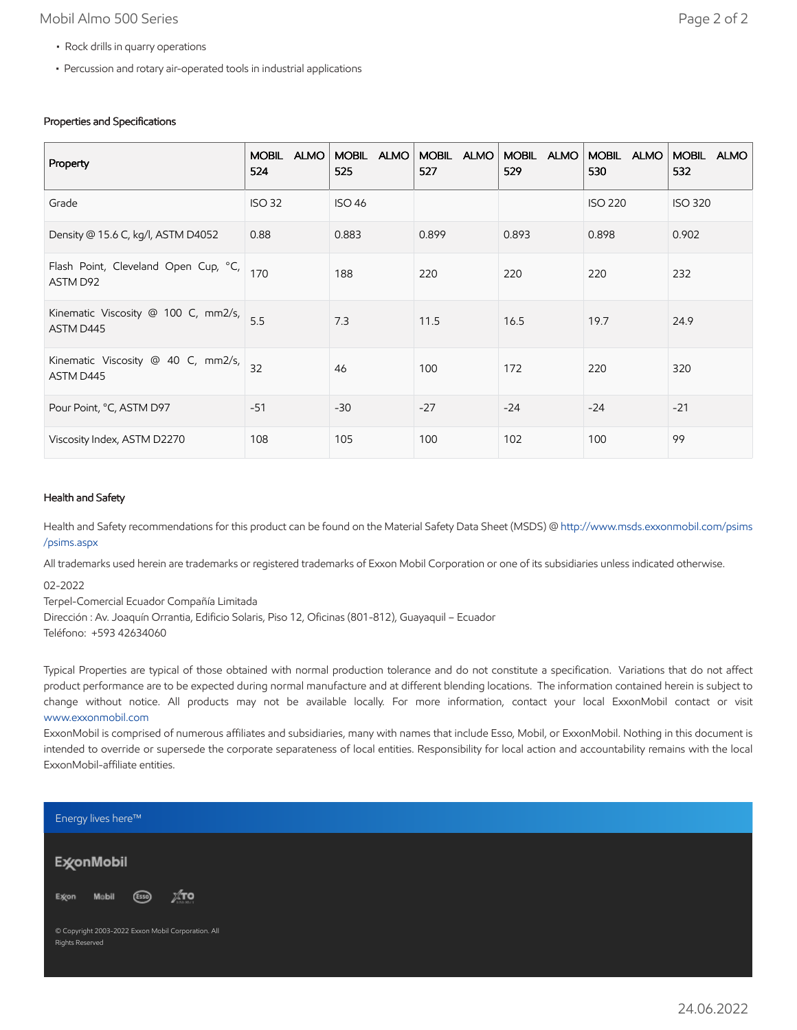- Rock drills in quarry operations
- Percussion and rotary air-operated tools in industrial applications

### Properties and Specifications

| Property | MOBIL ALMO 524 | MOBIL ALMO 525 | MOBIL ALMO 527 | MOBIL ALMO 529 | MOBIL ALMO 530 | MOBIL ALMO 532 |
|---|---|---|---|---|---|---|
| Grade | ISO 32 | ISO 46 | | | ISO 220 | ISO 320 |
| Density @ 15.6 C, kg/l, ASTM D4052 | 0.88 | 0.883 | 0.899 | 0.893 | 0.898 | 0.902 |
| Flash Point, Cleveland Open Cup, °C, ASTM D92 | 170 | 188 | 220 | 220 | 220 | 232 |
| Kinematic Viscosity @ 100 C, mm2/s, ASTM D445 | 5.5 | 7.3 | 11.5 | 16.5 | 19.7 | 24.9 |
| Kinematic Viscosity @ 40 C, mm2/s, ASTM D445 | 32 | 46 | 100 | 172 | 220 | 320 |
| Pour Point, °C, ASTM D97 | -51 | -30 | -27 | -24 | -24 | -21 |
| Viscosity Index, ASTM D2270 | 108 | 105 | 100 | 102 | 100 | 99 |

### Health and Safety

Health and Safety recommendations for this product can be found on the Material Safety Data Sheet (MSDS) @ http://www.msds.exxonmobil.com/psims/psims.aspx

All trademarks used herein are trademarks or registered trademarks of Exxon Mobil Corporation or one of its subsidiaries unless indicated otherwise.

02-2022
Terpel-Comercial Ecuador Compañía Limitada
Dirección : Av. Joaquín Orrantia, Edificio Solaris, Piso 12, Oficinas (801-812), Guayaquil – Ecuador
Teléfono: +593 42634060

Typical Properties are typical of those obtained with normal production tolerance and do not constitute a specification. Variations that do not affect product performance are to be expected during normal manufacture and at different blending locations. The information contained herein is subject to change without notice. All products may not be available locally. For more information, contact your local ExxonMobil contact or visit www.exxonmobil.com

ExxonMobil is comprised of numerous affiliates and subsidiaries, many with names that include Esso, Mobil, or ExxonMobil. Nothing in this document is intended to override or supersede the corporate separateness of local entities. Responsibility for local action and accountability remains with the local ExxonMobil-affiliate entities.

Energy lives here™

© Copyright 2003-2022 Exxon Mobil Corporation. All Rights Reserved